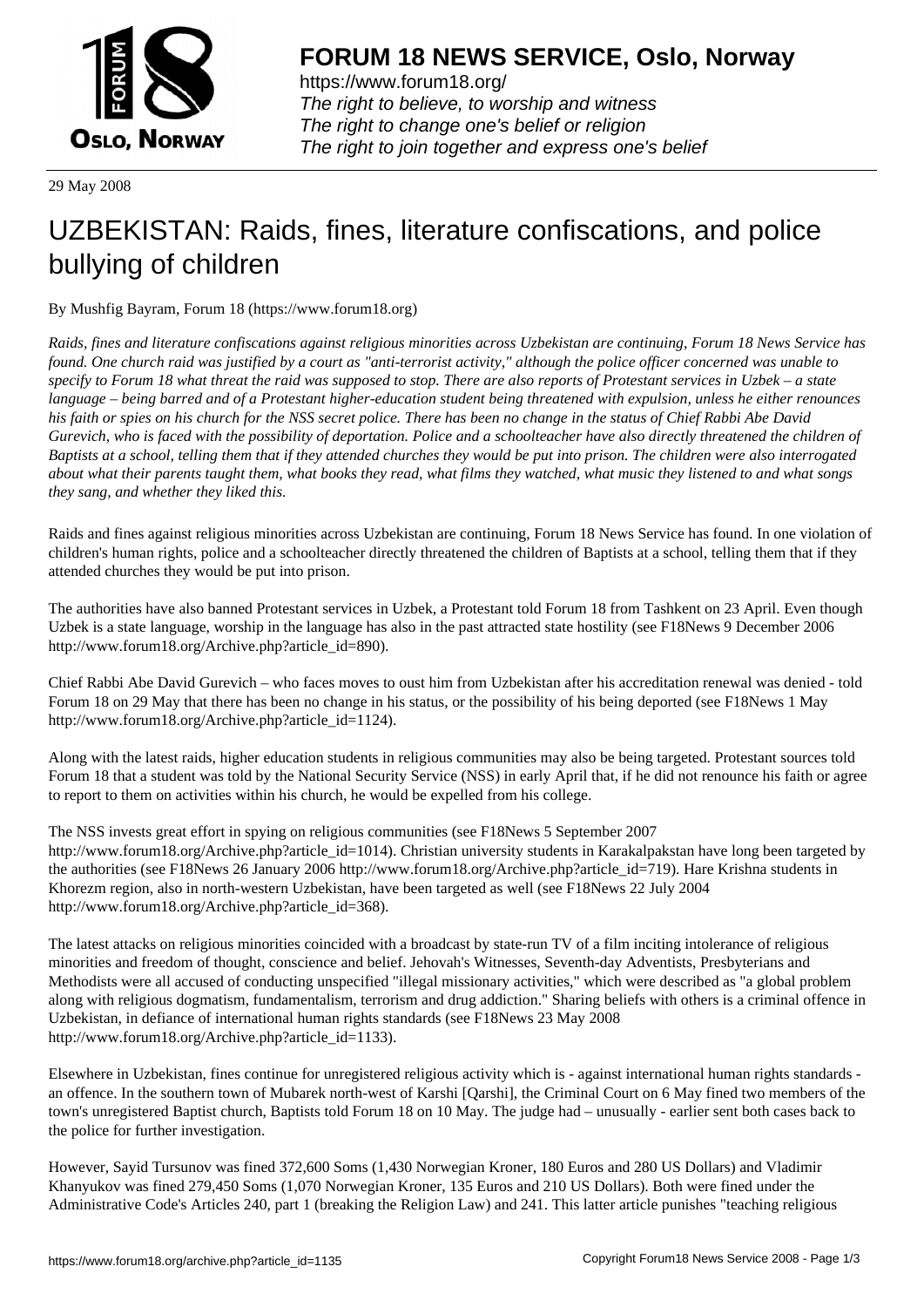# FORUM 18 NEWS SERVICE, Oslo, Norway

https://www.forum18.org/
*The right to believe, to worship and witness*
*The right to change one's belief or religion*
*The right to join together and express one's belief*

29 May 2008

# UZBEKISTAN: Raids, fines, literature confiscations, and police bullying of children

By Mushfig Bayram, Forum 18 (https://www.forum18.org)

*Raids, fines and literature confiscations against religious minorities across Uzbekistan are continuing, Forum 18 News Service has found. One church raid was justified by a court as "anti-terrorist activity," although the police officer concerned was unable to specify to Forum 18 what threat the raid was supposed to stop. There are also reports of Protestant services in Uzbek – a state language – being barred and of a Protestant higher-education student being threatened with expulsion, unless he either renounces his faith or spies on his church for the NSS secret police. There has been no change in the status of Chief Rabbi Abe David Gurevich, who is faced with the possibility of deportation. Police and a schoolteacher have also directly threatened the children of Baptists at a school, telling them that if they attended churches they would be put into prison. The children were also interrogated about what their parents taught them, what books they read, what films they watched, what music they listened to and what songs they sang, and whether they liked this.*

Raids and fines against religious minorities across Uzbekistan are continuing, Forum 18 News Service has found. In one violation of children's human rights, police and a schoolteacher directly threatened the children of Baptists at a school, telling them that if they attended churches they would be put into prison.

The authorities have also banned Protestant services in Uzbek, a Protestant told Forum 18 from Tashkent on 23 April. Even though Uzbek is a state language, worship in the language has also in the past attracted state hostility (see F18News 9 December 2006 http://www.forum18.org/Archive.php?article_id=890).

Chief Rabbi Abe David Gurevich – who faces moves to oust him from Uzbekistan after his accreditation renewal was denied - told Forum 18 on 29 May that there has been no change in his status, or the possibility of his being deported (see F18News 1 May http://www.forum18.org/Archive.php?article_id=1124).

Along with the latest raids, higher education students in religious communities may also be being targeted. Protestant sources told Forum 18 that a student was told by the National Security Service (NSS) in early April that, if he did not renounce his faith or agree to report to them on activities within his church, he would be expelled from his college.

The NSS invests great effort in spying on religious communities (see F18News 5 September 2007 http://www.forum18.org/Archive.php?article_id=1014). Christian university students in Karakalpakstan have long been targeted by the authorities (see F18News 26 January 2006 http://www.forum18.org/Archive.php?article_id=719). Hare Krishna students in Khorezm region, also in north-western Uzbekistan, have been targeted as well (see F18News 22 July 2004 http://www.forum18.org/Archive.php?article_id=368).

The latest attacks on religious minorities coincided with a broadcast by state-run TV of a film inciting intolerance of religious minorities and freedom of thought, conscience and belief. Jehovah's Witnesses, Seventh-day Adventists, Presbyterians and Methodists were all accused of conducting unspecified "illegal missionary activities," which were described as "a global problem along with religious dogmatism, fundamentalism, terrorism and drug addiction." Sharing beliefs with others is a criminal offence in Uzbekistan, in defiance of international human rights standards (see F18News 23 May 2008 http://www.forum18.org/Archive.php?article_id=1133).

Elsewhere in Uzbekistan, fines continue for unregistered religious activity which is - against international human rights standards - an offence. In the southern town of Mubarek north-west of Karshi [Qarshi], the Criminal Court on 6 May fined two members of the town's unregistered Baptist church, Baptists told Forum 18 on 10 May. The judge had – unusually - earlier sent both cases back to the police for further investigation.

However, Sayid Tursunov was fined 372,600 Soms (1,430 Norwegian Kroner, 180 Euros and 280 US Dollars) and Vladimir Khanyukov was fined 279,450 Soms (1,070 Norwegian Kroner, 135 Euros and 210 US Dollars). Both were fined under the Administrative Code's Articles 240, part 1 (breaking the Religion Law) and 241. This latter article punishes "teaching religious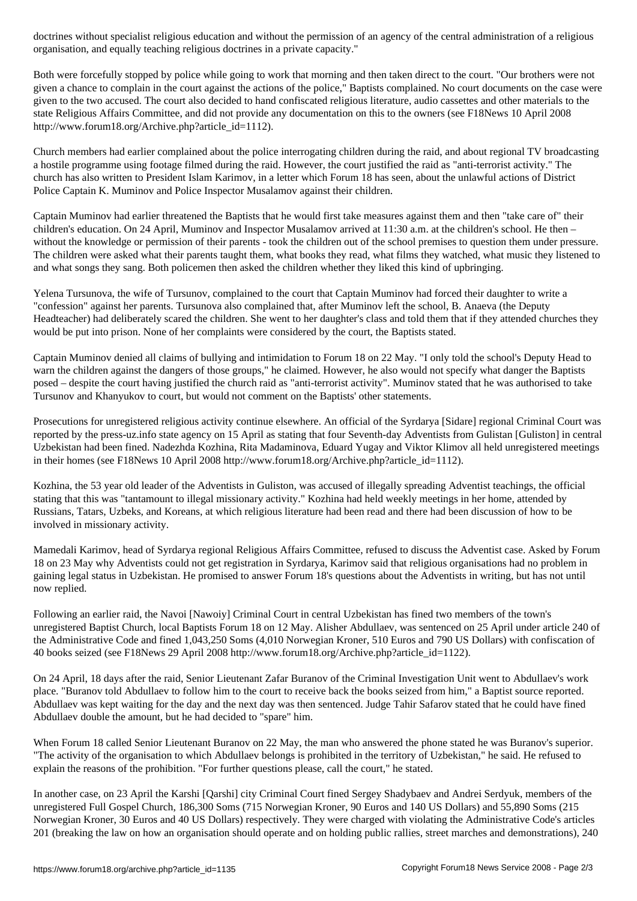doctrines without specialist religious education and without the permission of an agency of the central administration of a religious organisation, and equally teaching religious doctrines in a private capacity."

Both were forcefully stopped by police while going to work that morning and then taken direct to the court. "Our brothers were not given a chance to complain in the court against the actions of the police," Baptists complained. No court documents on the case were given to the two accused. The court also decided to hand confiscated religious literature, audio cassettes and other materials to the state Religious Affairs Committee, and did not provide any documentation on this to the owners (see F18News 10 April 2008 http://www.forum18.org/Archive.php?article_id=1112).

Church members had earlier complained about the police interrogating children during the raid, and about regional TV broadcasting a hostile programme using footage filmed during the raid. However, the court justified the raid as "anti-terrorist activity." The church has also written to President Islam Karimov, in a letter which Forum 18 has seen, about the unlawful actions of District Police Captain K. Muminov and Police Inspector Musalamov against their children.

Captain Muminov had earlier threatened the Baptists that he would first take measures against them and then "take care of" their children's education. On 24 April, Muminov and Inspector Musalamov arrived at 11:30 a.m. at the children's school. He then – without the knowledge or permission of their parents - took the children out of the school premises to question them under pressure. The children were asked what their parents taught them, what books they read, what films they watched, what music they listened to and what songs they sang. Both policemen then asked the children whether they liked this kind of upbringing.

Yelena Tursunova, the wife of Tursunov, complained to the court that Captain Muminov had forced their daughter to write a "confession" against her parents. Tursunova also complained that, after Muminov left the school, B. Anaeva (the Deputy Headteacher) had deliberately scared the children. She went to her daughter's class and told them that if they attended churches they would be put into prison. None of her complaints were considered by the court, the Baptists stated.

Captain Muminov denied all claims of bullying and intimidation to Forum 18 on 22 May. "I only told the school's Deputy Head to warn the children against the dangers of those groups," he claimed. However, he also would not specify what danger the Baptists posed – despite the court having justified the church raid as "anti-terrorist activity". Muminov stated that he was authorised to take Tursunov and Khanyukov to court, but would not comment on the Baptists' other statements.

Prosecutions for unregistered religious activity continue elsewhere. An official of the Syrdarya [Sidare] regional Criminal Court was reported by the press-uz.info state agency on 15 April as stating that four Seventh-day Adventists from Gulistan [Guliston] in central Uzbekistan had been fined. Nadezhda Kozhina, Rita Madaminova, Eduard Yugay and Viktor Klimov all held unregistered meetings in their homes (see F18News 10 April 2008 http://www.forum18.org/Archive.php?article_id=1112).

Kozhina, the 53 year old leader of the Adventists in Guliston, was accused of illegally spreading Adventist teachings, the official stating that this was "tantamount to illegal missionary activity." Kozhina had held weekly meetings in her home, attended by Russians, Tatars, Uzbeks, and Koreans, at which religious literature had been read and there had been discussion of how to be involved in missionary activity.

Mamedali Karimov, head of Syrdarya regional Religious Affairs Committee, refused to discuss the Adventist case. Asked by Forum 18 on 23 May why Adventists could not get registration in Syrdarya, Karimov said that religious organisations had no problem in gaining legal status in Uzbekistan. He promised to answer Forum 18's questions about the Adventists in writing, but has not until now replied.

Following an earlier raid, the Navoi [Nawoiy] Criminal Court in central Uzbekistan has fined two members of the town's unregistered Baptist Church, local Baptists Forum 18 on 12 May. Alisher Abdullaev, was sentenced on 25 April under article 240 of the Administrative Code and fined 1,043,250 Soms (4,010 Norwegian Kroner, 510 Euros and 790 US Dollars) with confiscation of 40 books seized (see F18News 29 April 2008 http://www.forum18.org/Archive.php?article_id=1122).

On 24 April, 18 days after the raid, Senior Lieutenant Zafar Buranov of the Criminal Investigation Unit went to Abdullaev's work place. "Buranov told Abdullaev to follow him to the court to receive back the books seized from him," a Baptist source reported. Abdullaev was kept waiting for the day and the next day was then sentenced. Judge Tahir Safarov stated that he could have fined Abdullaev double the amount, but he had decided to "spare" him.

When Forum 18 called Senior Lieutenant Buranov on 22 May, the man who answered the phone stated he was Buranov's superior. "The activity of the organisation to which Abdullaev belongs is prohibited in the territory of Uzbekistan," he said. He refused to explain the reasons of the prohibition. "For further questions please, call the court," he stated.

In another case, on 23 April the Karshi [Qarshi] city Criminal Court fined Sergey Shadybaev and Andrei Serdyuk, members of the unregistered Full Gospel Church, 186,300 Soms (715 Norwegian Kroner, 90 Euros and 140 US Dollars) and 55,890 Soms (215 Norwegian Kroner, 30 Euros and 40 US Dollars) respectively. They were charged with violating the Administrative Code's articles 201 (breaking the law on how an organisation should operate and on holding public rallies, street marches and demonstrations), 240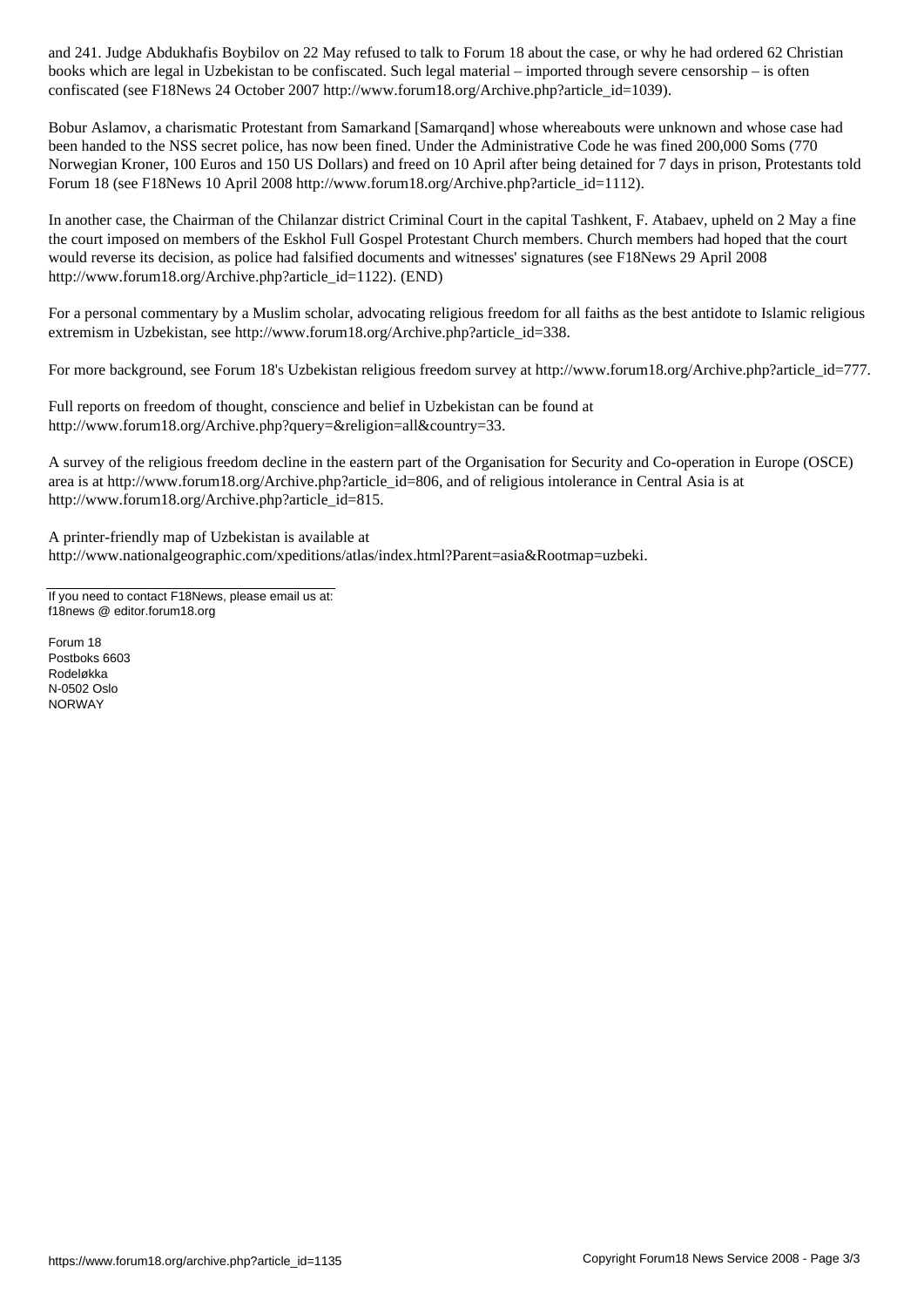and 241. Judge Abdukhafis Boybilov on 22 May refused to talk to Forum 18 about the case, or why he had ordered 62 Christian books which are legal in Uzbekistan to be confiscated. Such legal material – imported through severe censorship – is often confiscated (see F18News 24 October 2007 http://www.forum18.org/Archive.php?article_id=1039).

Bobur Aslamov, a charismatic Protestant from Samarkand [Samarqand] whose whereabouts were unknown and whose case had been handed to the NSS secret police, has now been fined. Under the Administrative Code he was fined 200,000 Soms (770 Norwegian Kroner, 100 Euros and 150 US Dollars) and freed on 10 April after being detained for 7 days in prison, Protestants told Forum 18 (see F18News 10 April 2008 http://www.forum18.org/Archive.php?article_id=1112).

In another case, the Chairman of the Chilanzar district Criminal Court in the capital Tashkent, F. Atabaev, upheld on 2 May a fine the court imposed on members of the Eskhol Full Gospel Protestant Church members. Church members had hoped that the court would reverse its decision, as police had falsified documents and witnesses' signatures (see F18News 29 April 2008 http://www.forum18.org/Archive.php?article_id=1122). (END)

For a personal commentary by a Muslim scholar, advocating religious freedom for all faiths as the best antidote to Islamic religious extremism in Uzbekistan, see http://www.forum18.org/Archive.php?article_id=338.

For more background, see Forum 18's Uzbekistan religious freedom survey at http://www.forum18.org/Archive.php?article_id=777.

Full reports on freedom of thought, conscience and belief in Uzbekistan can be found at http://www.forum18.org/Archive.php?query=&religion=all&country=33.

A survey of the religious freedom decline in the eastern part of the Organisation for Security and Co-operation in Europe (OSCE) area is at http://www.forum18.org/Archive.php?article_id=806, and of religious intolerance in Central Asia is at http://www.forum18.org/Archive.php?article_id=815.

A printer-friendly map of Uzbekistan is available at http://www.nationalgeographic.com/xpeditions/atlas/index.html?Parent=asia&Rootmap=uzbeki.

---

If you need to contact F18News, please email us at:
f18news @ editor.forum18.org

Forum 18
Postboks 6603
Rodeløkka
N-0502 Oslo
NORWAY